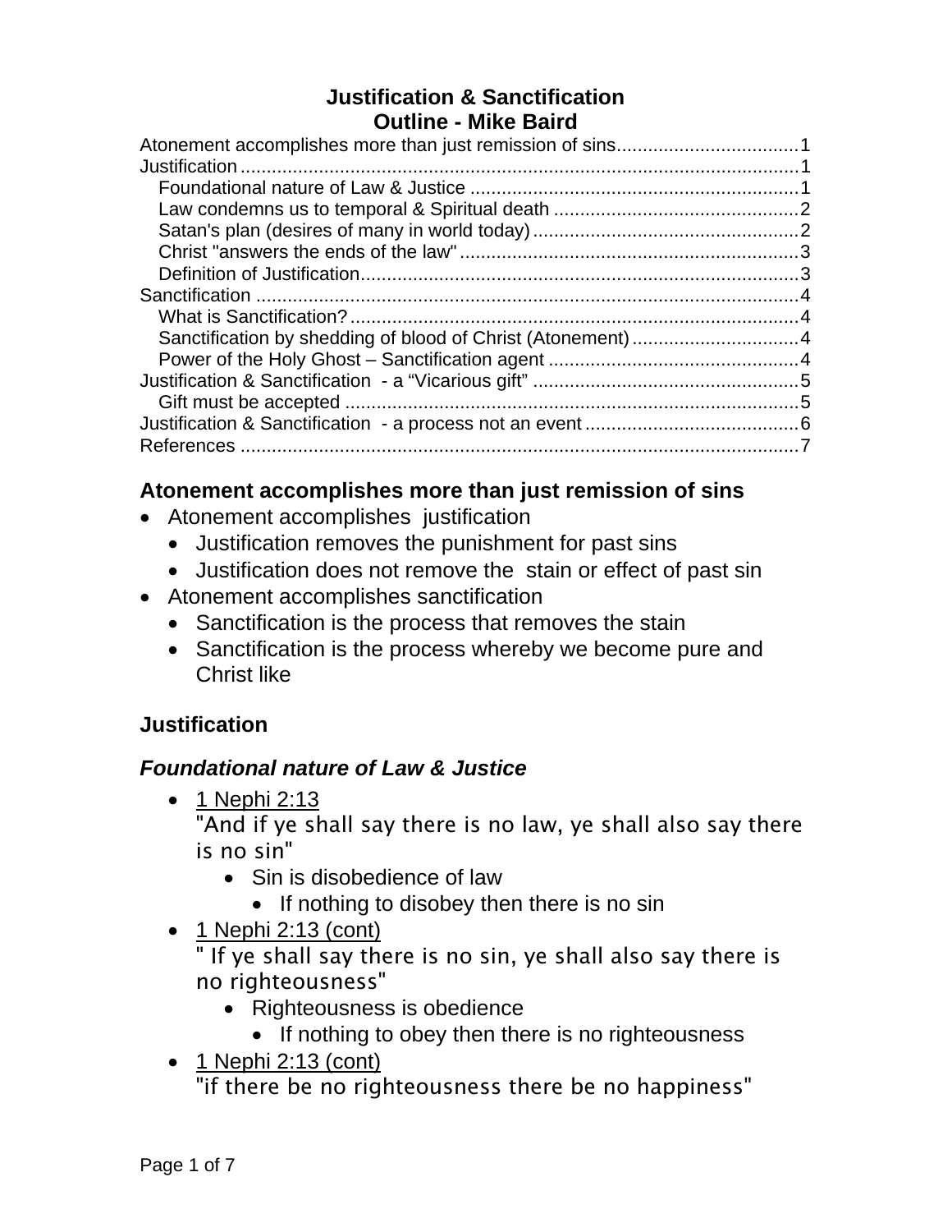# Justification & Sanctification
## Outline - Mike Baird

Atonement accomplishes more than just remission of sins..................................1
Justification...........................................................................................................1
Foundational nature of Law & Justice ..............................................................1
Law condemns us to temporal & Spiritual death ..............................................2
Satan's plan (desires of many in world today)..................................................2
Christ "answers the ends of the law"................................................................3
Definition of Justification...................................................................................3
Sanctification ........................................................................................................4
What is Sanctification?......................................................................................4
Sanctification by shedding of blood of Christ (Atonement)................................4
Power of the Holy Ghost – Sanctification agent ................................................4
Justification & Sanctification - a "Vicarious gift" ..................................................5
Gift must be accepted .......................................................................................5
Justification & Sanctification - a process not an event.........................................6
References ...........................................................................................................7

## Atonement accomplishes more than just remission of sins

- Atonement accomplishes justification
  - Justification removes the punishment for past sins
  - Justification does not remove the stain or effect of past sin
- Atonement accomplishes sanctification
  - Sanctification is the process that removes the stain
  - Sanctification is the process whereby we become pure and Christ like

## Justification

### *Foundational nature of Law & Justice*

- 1 Nephi 2:13
  "And if ye shall say there is no law, ye shall also say there is no sin"
  - Sin is disobedience of law
    - If nothing to disobey then there is no sin
- 1 Nephi 2:13 (cont)
  " If ye shall say there is no sin, ye shall also say there is no righteousness"
  - Righteousness is obedience
    - If nothing to obey then there is no righteousness
- 1 Nephi 2:13 (cont)
  "if there be no righteousness there be no happiness"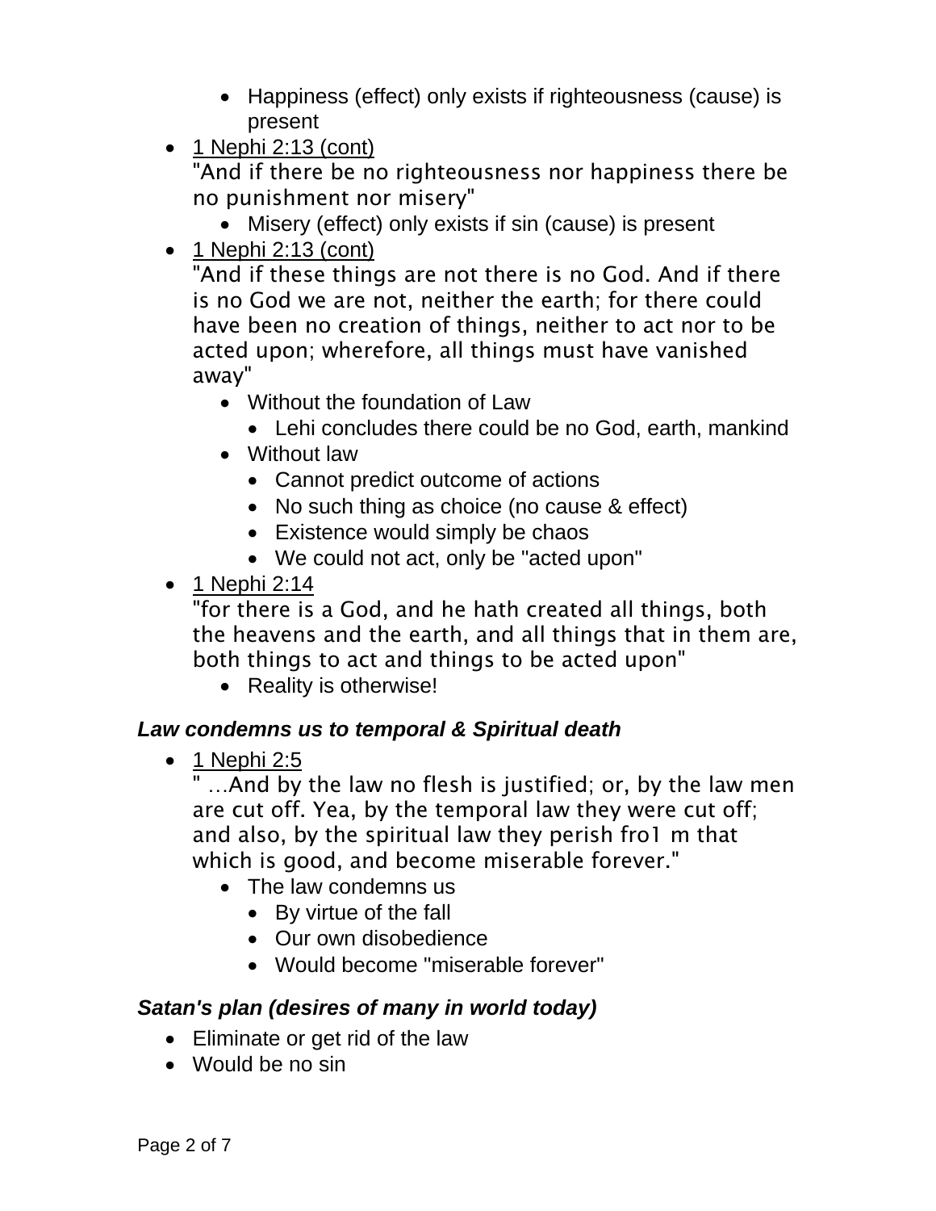- Happiness (effect) only exists if righteousness (cause) is present
- 1 Nephi 2:13 (cont)
  "And if there be no righteousness nor happiness there be no punishment nor misery"
    - Misery (effect) only exists if sin (cause) is present
- 1 Nephi 2:13 (cont)
  "And if these things are not there is no God. And if there is no God we are not, neither the earth; for there could have been no creation of things, neither to act nor to be acted upon; wherefore, all things must have vanished away"
    - Without the foundation of Law
        - Lehi concludes there could be no God, earth, mankind
    - Without law
        - Cannot predict outcome of actions
        - No such thing as choice (no cause & effect)
        - Existence would simply be chaos
        - We could not act, only be "acted upon"
- 1 Nephi 2:14
  "for there is a God, and he hath created all things, both the heavens and the earth, and all things that in them are, both things to act and things to be acted upon"
    - Reality is otherwise!

***Law condemns us to temporal & Spiritual death***

- 1 Nephi 2:5
  " …And by the law no flesh is justified; or, by the law men are cut off. Yea, by the temporal law they were cut off; and also, by the spiritual law they perish fro1 m that which is good, and become miserable forever."
    - The law condemns us
        - By virtue of the fall
        - Our own disobedience
        - Would become "miserable forever"

***Satan's plan (desires of many in world today)***

- Eliminate or get rid of the law
- Would be no sin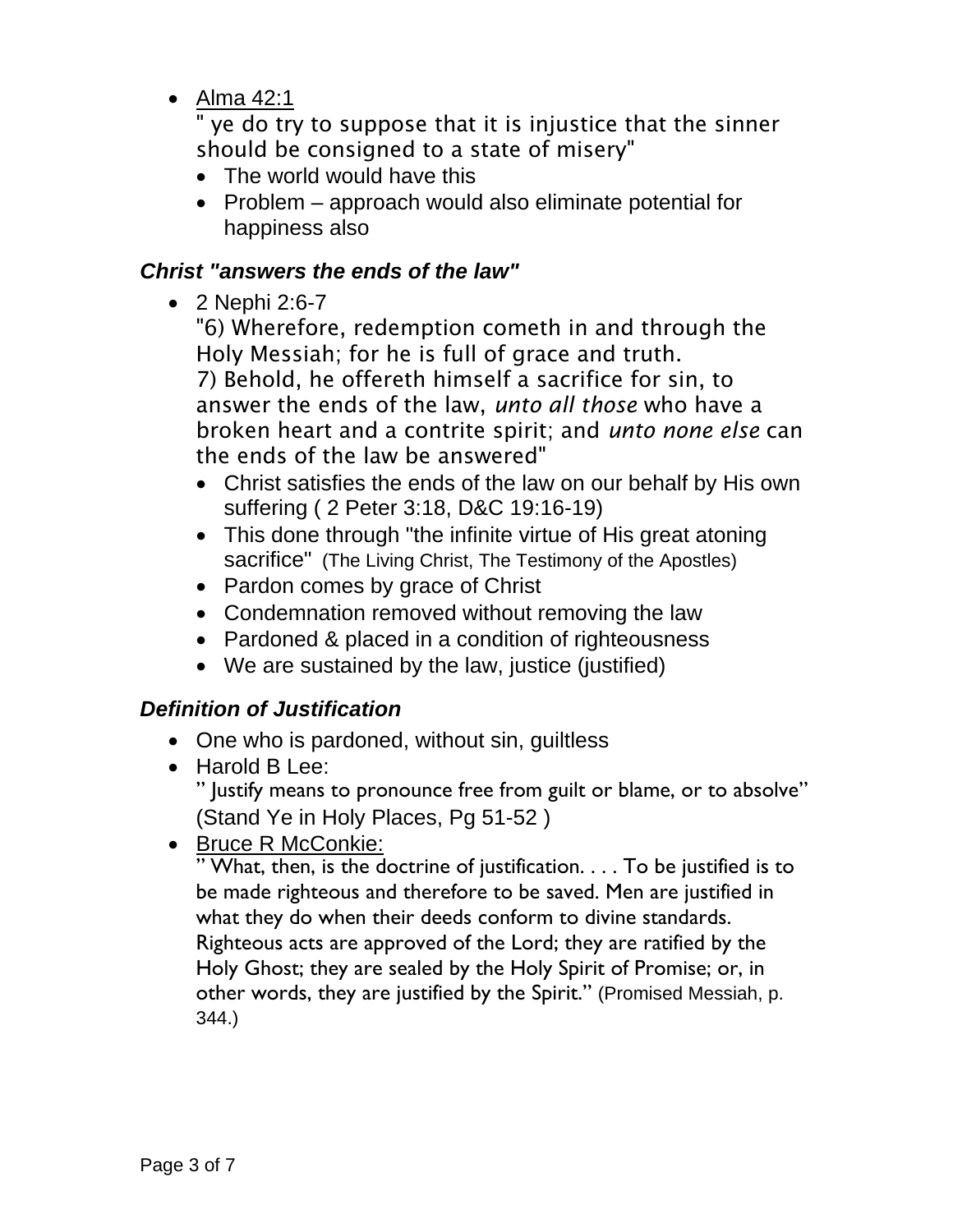- Alma 42:1

  " ye do try to suppose that it is injustice that the sinner should be consigned to a state of misery"
  - The world would have this
  - Problem – approach would also eliminate potential for happiness also

### *Christ "answers the ends of the law"*

- 2 Nephi 2:6-7

  "6) Wherefore, redemption cometh in and through the Holy Messiah; for he is full of grace and truth.
  7) Behold, he offereth himself a sacrifice for sin, to answer the ends of the law, *unto all those* who have a broken heart and a contrite spirit; and *unto none else* can the ends of the law be answered"
  - Christ satisfies the ends of the law on our behalf by His own suffering ( 2 Peter 3:18, D&C 19:16-19)
  - This done through "the infinite virtue of His great atoning sacrifice" (The Living Christ, The Testimony of the Apostles)
  - Pardon comes by grace of Christ
  - Condemnation removed without removing the law
  - Pardoned & placed in a condition of righteousness
  - We are sustained by the law, justice (justified)

### *Definition of Justification*

- One who is pardoned, without sin, guiltless
- Harold B Lee:

  " Justify means to pronounce free from guilt or blame, or to absolve" (Stand Ye in Holy Places, Pg 51-52 )
- Bruce R McConkie:

  " What, then, is the doctrine of justification. . . . To be justified is to be made righteous and therefore to be saved. Men are justified in what they do when their deeds conform to divine standards. Righteous acts are approved of the Lord; they are ratified by the Holy Ghost; they are sealed by the Holy Spirit of Promise; or, in other words, they are justified by the Spirit." (Promised Messiah, p. 344.)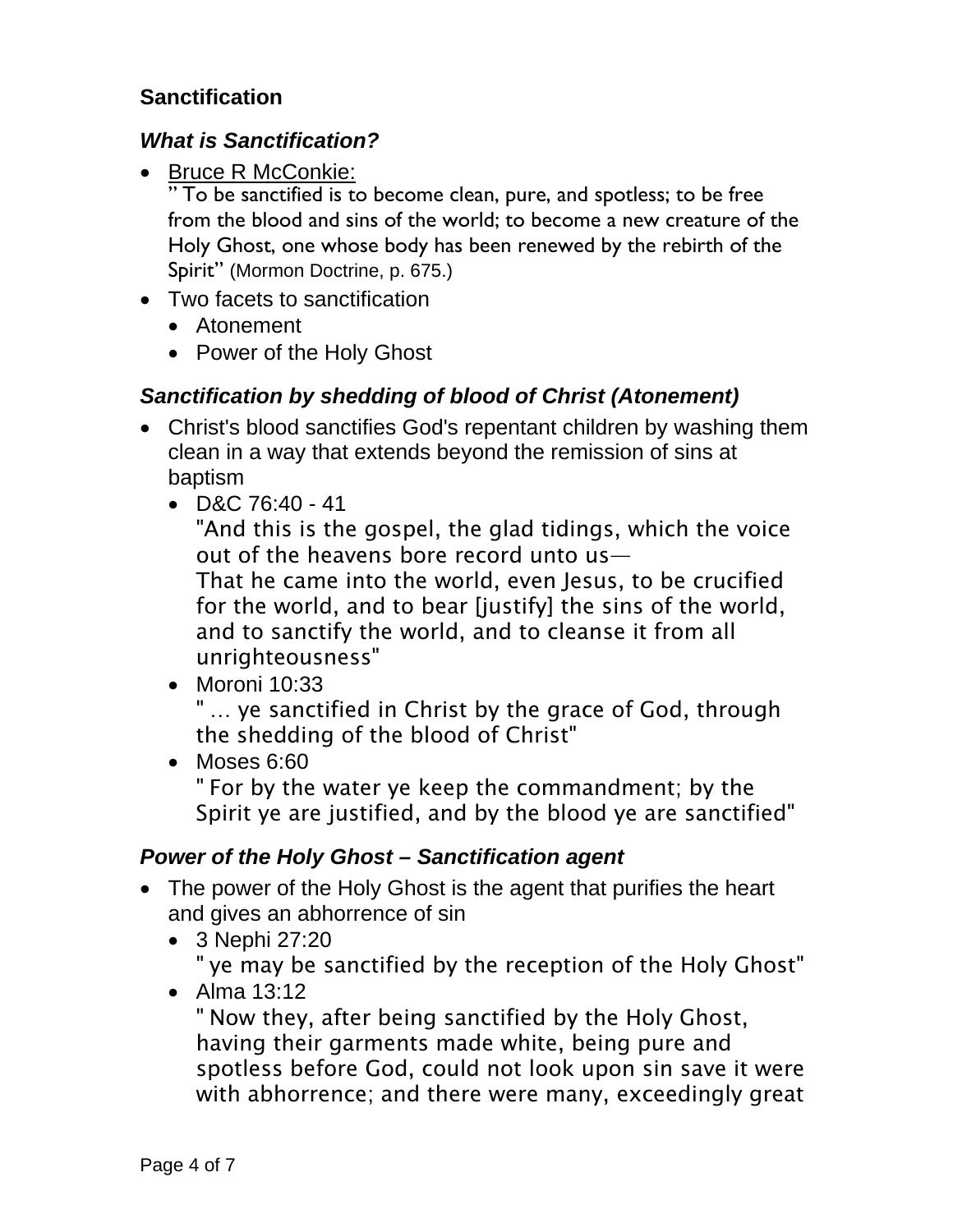## Sanctification

### *What is Sanctification?*

- Bruce R McConkie:
  " To be sanctified is to become clean, pure, and spotless; to be free from the blood and sins of the world; to become a new creature of the Holy Ghost, one whose body has been renewed by the rebirth of the Spirit" (Mormon Doctrine, p. 675.)
- Two facets to sanctification
  - Atonement
  - Power of the Holy Ghost

### *Sanctification by shedding of blood of Christ (Atonement)*

- Christ's blood sanctifies God's repentant children by washing them clean in a way that extends beyond the remission of sins at baptism
  - D&C 76:40 - 41
    "And this is the gospel, the glad tidings, which the voice out of the heavens bore record unto us—
    That he came into the world, even Jesus, to be crucified for the world, and to bear [justify] the sins of the world, and to sanctify the world, and to cleanse it from all unrighteousness"
  - Moroni 10:33
    " … ye sanctified in Christ by the grace of God, through the shedding of the blood of Christ"
  - Moses 6:60
    " For by the water ye keep the commandment; by the Spirit ye are justified, and by the blood ye are sanctified"

### *Power of the Holy Ghost – Sanctification agent*

- The power of the Holy Ghost is the agent that purifies the heart and gives an abhorrence of sin
  - 3 Nephi 27:20
    " ye may be sanctified by the reception of the Holy Ghost"
  - Alma 13:12
    " Now they, after being sanctified by the Holy Ghost, having their garments made white, being pure and spotless before God, could not look upon sin save it were with abhorrence; and there were many, exceedingly great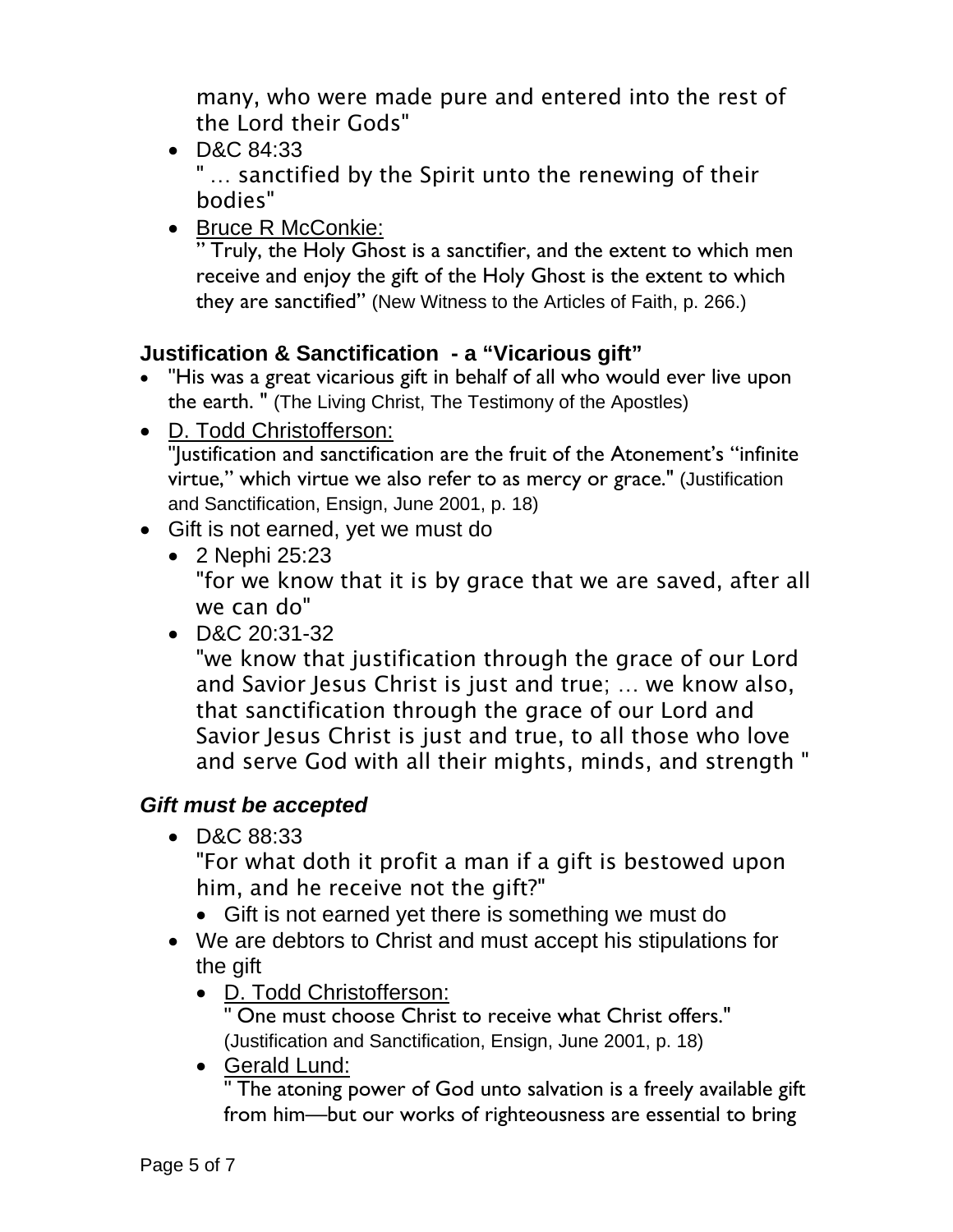many, who were made pure and entered into the rest of the Lord their Gods"

- D&C 84:33
  " … sanctified by the Spirit unto the renewing of their bodies"
- Bruce R McConkie:
  " Truly, the Holy Ghost is a sanctifier, and the extent to which men receive and enjoy the gift of the Holy Ghost is the extent to which they are sanctified" (New Witness to the Articles of Faith, p. 266.)

### Justification & Sanctification - a "Vicarious gift"

- "His was a great vicarious gift in behalf of all who would ever live upon the earth. " (The Living Christ, The Testimony of the Apostles)
- D. Todd Christofferson:
  "Justification and sanctification are the fruit of the Atonement's "infinite virtue," which virtue we also refer to as mercy or grace." (Justification and Sanctification, Ensign, June 2001, p. 18)
- Gift is not earned, yet we must do
  - 2 Nephi 25:23
    "for we know that it is by grace that we are saved, after all we can do"
  - D&C 20:31-32
    "we know that justification through the grace of our Lord and Savior Jesus Christ is just and true; … we know also, that sanctification through the grace of our Lord and Savior Jesus Christ is just and true, to all those who love and serve God with all their mights, minds, and strength "

### *Gift must be accepted*

- D&C 88:33
  "For what doth it profit a man if a gift is bestowed upon him, and he receive not the gift?"
  - Gift is not earned yet there is something we must do
- We are debtors to Christ and must accept his stipulations for the gift
  - D. Todd Christofferson:
    " One must choose Christ to receive what Christ offers." (Justification and Sanctification, Ensign, June 2001, p. 18)
  - Gerald Lund:
    " The atoning power of God unto salvation is a freely available gift from him—but our works of righteousness are essential to bring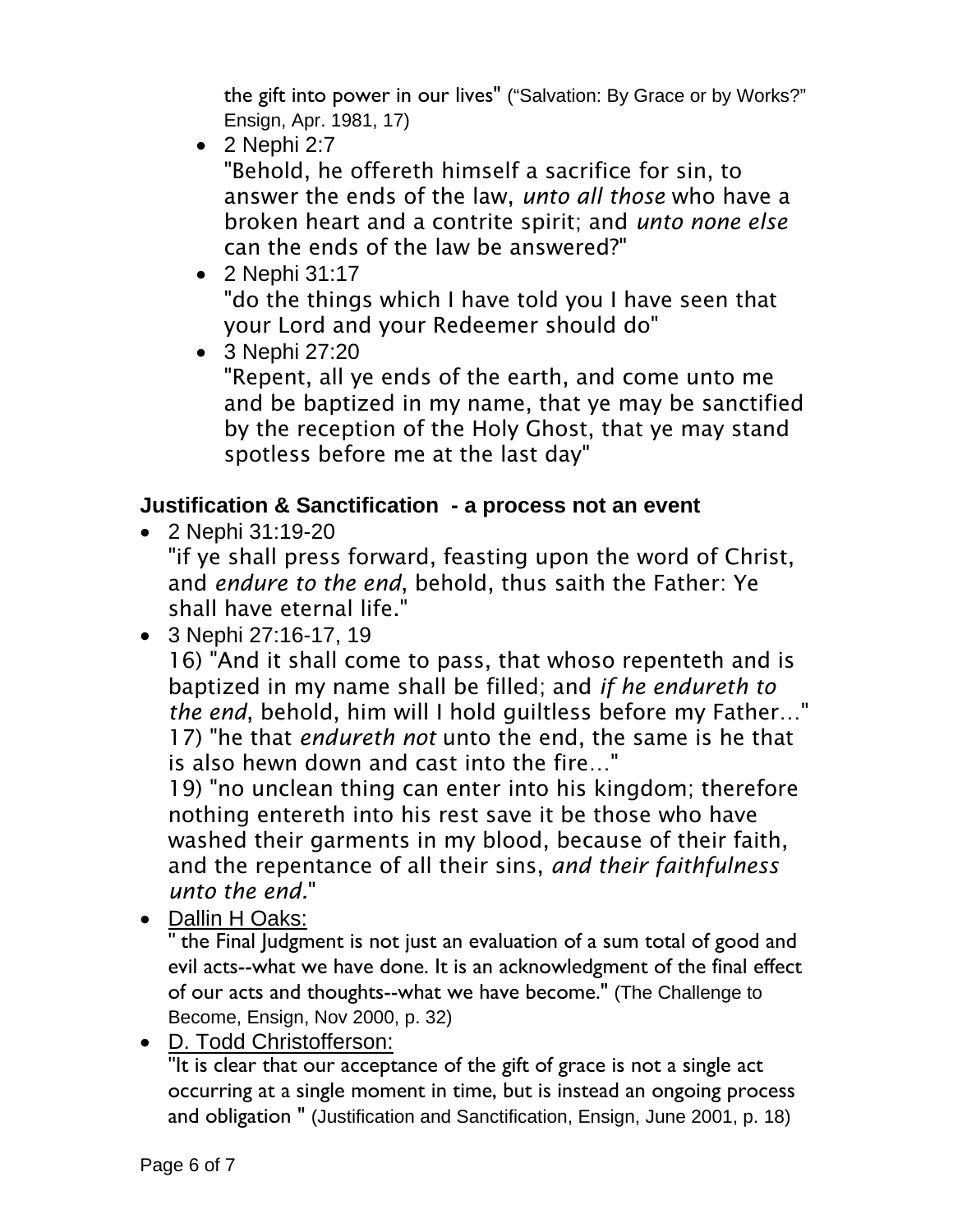the gift into power in our lives" ("Salvation: By Grace or by Works?" Ensign, Apr. 1981, 17)

- 2 Nephi 2:7
  "Behold, he offereth himself a sacrifice for sin, to answer the ends of the law, *unto all those* who have a broken heart and a contrite spirit; and *unto none else* can the ends of the law be answered?"
- 2 Nephi 31:17
  "do the things which I have told you I have seen that your Lord and your Redeemer should do"
- 3 Nephi 27:20
  "Repent, all ye ends of the earth, and come unto me and be baptized in my name, that ye may be sanctified by the reception of the Holy Ghost, that ye may stand spotless before me at the last day"

### Justification & Sanctification - a process not an event

- 2 Nephi 31:19-20
  "if ye shall press forward, feasting upon the word of Christ, and *endure to the end*, behold, thus saith the Father: Ye shall have eternal life."
- 3 Nephi 27:16-17, 19
  16) "And it shall come to pass, that whoso repenteth and is baptized in my name shall be filled; and *if he endureth to the end*, behold, him will I hold guiltless before my Father…"
  17) "he that *endureth not* unto the end, the same is he that is also hewn down and cast into the fire…"
  19) "no unclean thing can enter into his kingdom; therefore nothing entereth into his rest save it be those who have washed their garments in my blood, because of their faith, and the repentance of all their sins, *and their faithfulness unto the end.*"
- Dallin H Oaks:
  " the Final Judgment is not just an evaluation of a sum total of good and evil acts--what we have done. It is an acknowledgment of the final effect of our acts and thoughts--what we have become." (The Challenge to Become, Ensign, Nov 2000, p. 32)
- D. Todd Christofferson:
  "It is clear that our acceptance of the gift of grace is not a single act occurring at a single moment in time, but is instead an ongoing process and obligation " (Justification and Sanctification, Ensign, June 2001, p. 18)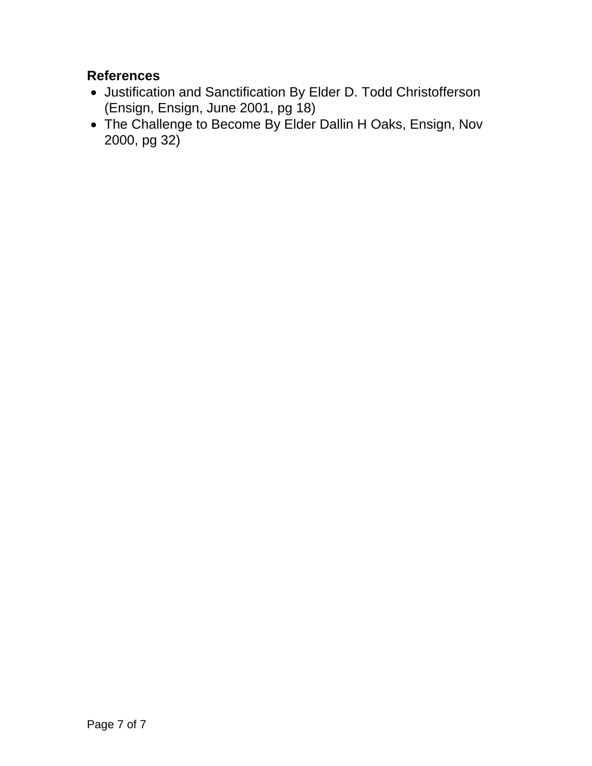**References**

- Justification and Sanctification By Elder D. Todd Christofferson (Ensign, Ensign, June 2001, pg 18)
- The Challenge to Become By Elder Dallin H Oaks, Ensign, Nov 2000, pg 32)